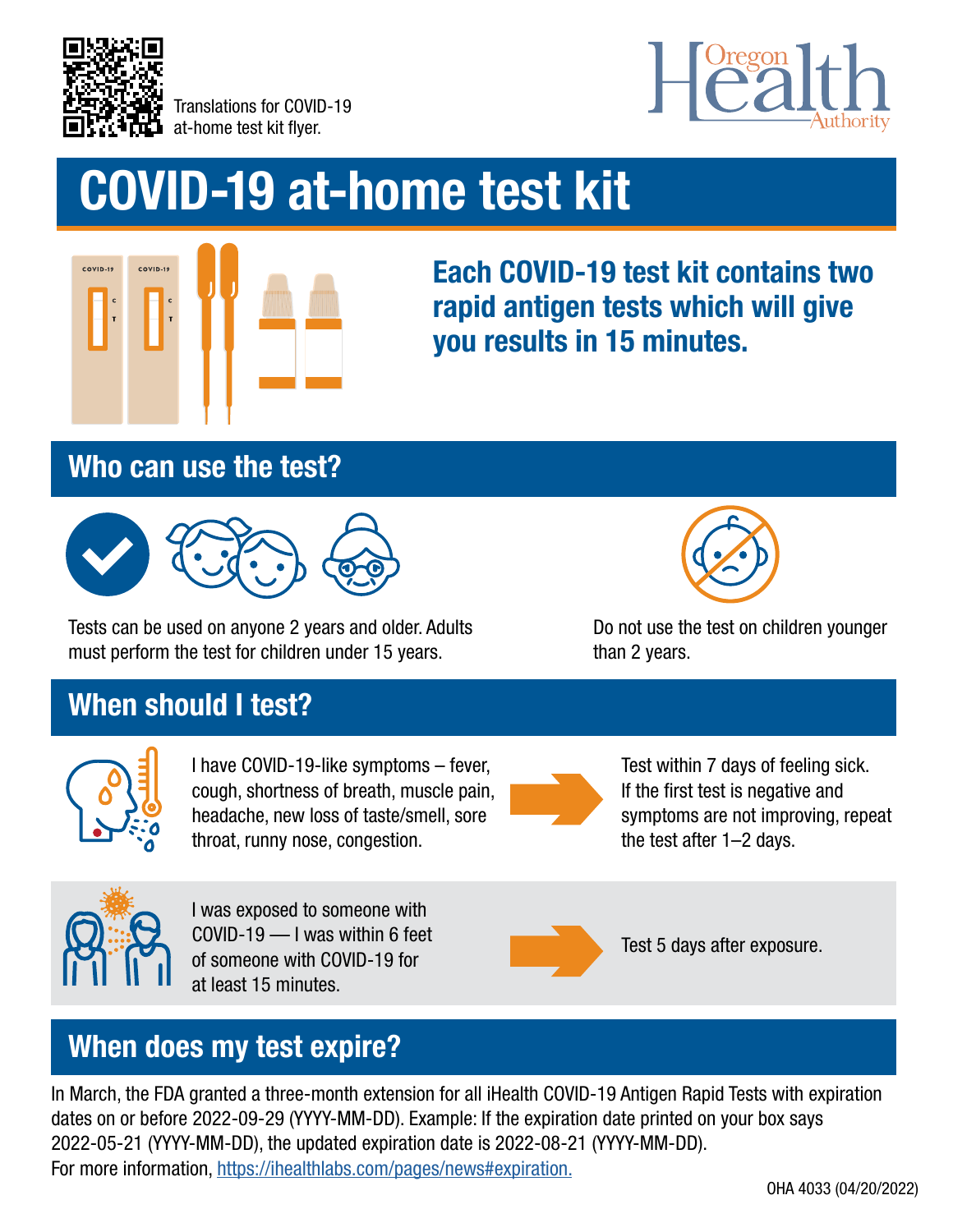Translations for COVID-19 at-home test kit flyer.

# COVID-19 at-home test kit

**Each COVID-19 test kit contains two rapid antigen tests which will give you results in 15 minutes.**

## Who can use the test?

Tests can be used on anyone 2 years and older. Adults must perform the test for children under 15 years.

Do not use the test on children younger than 2 years.

## When should I test?

I have COVID-19-like symptoms – fever, cough, shortness of breath, muscle pain, headache, new loss of taste/smell, sore throat, runny nose, congestion.

Test within 7 days of feeling sick. If the first test is negative and symptoms are not improving, repeat the test after 1–2 days.

I was exposed to someone with COVID-19 — I was within 6 feet of someone with COVID-19 for at least 15 minutes.

Test 5 days after exposure.

## When does my test expire?

In March, the FDA granted a three-month extension for all iHealth COVID-19 Antigen Rapid Tests with expiration dates on or before 2022-09-29 (YYYY-MM-DD). Example: If the expiration date printed on your box says 2022-05-21 (YYYY-MM-DD), the updated expiration date is 2022-08-21 (YYYY-MM-DD).
For more information, https://ihealthlabs.com/pages/news#expiration.

OHA 4033 (04/20/2022)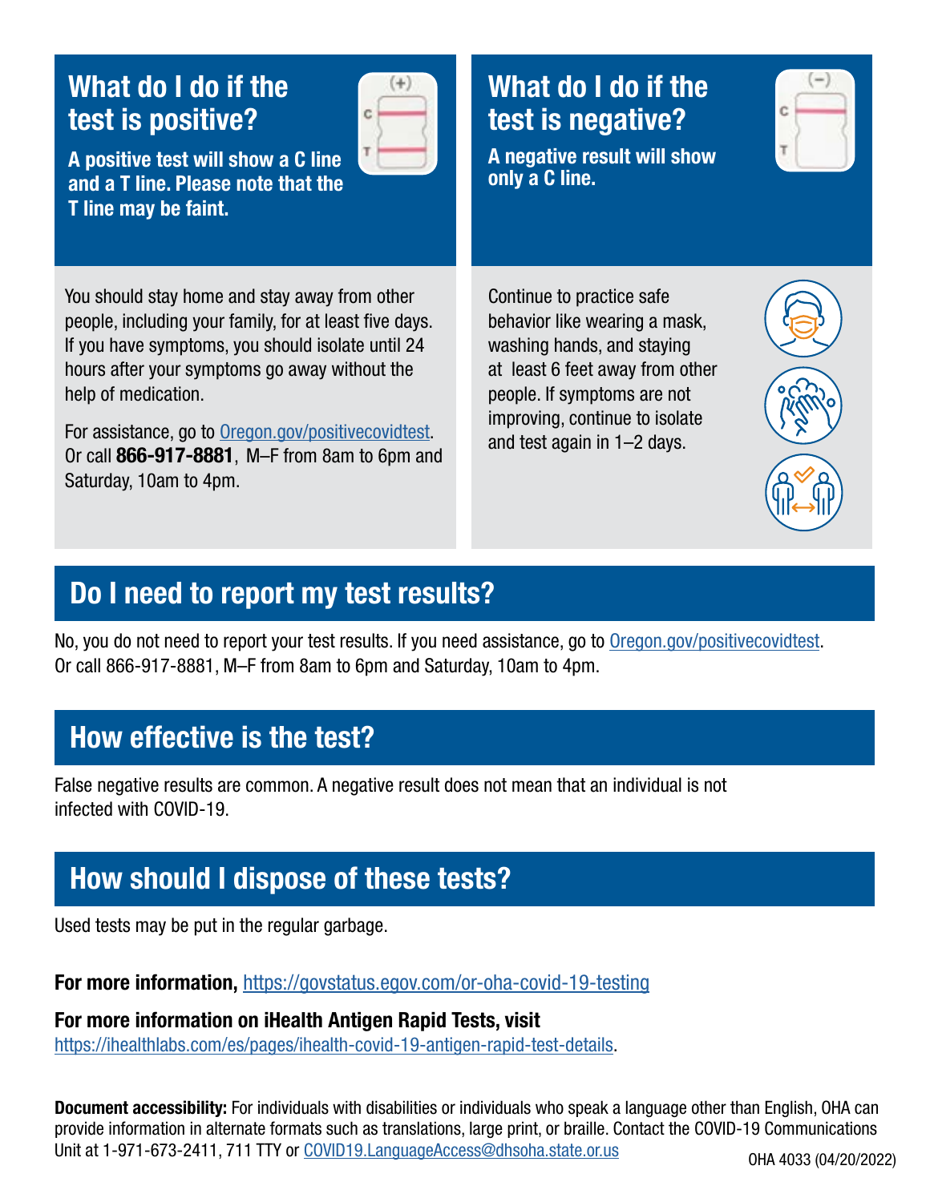## What do I do if the test is positive?

**A positive test will show a C line and a T line. Please note that the T line may be faint.**

You should stay home and stay away from other people, including your family, for at least five days. If you have symptoms, you should isolate until 24 hours after your symptoms go away without the help of medication.

For assistance, go to Oregon.gov/positivecovidtest. Or call **866-917-8881**, M–F from 8am to 6pm and Saturday, 10am to 4pm.

## What do I do if the test is negative?

**A negative result will show only a C line.**

Continue to practice safe behavior like wearing a mask, washing hands, and staying at least 6 feet away from other people. If symptoms are not improving, continue to isolate and test again in 1–2 days.

## Do I need to report my test results?

No, you do not need to report your test results. If you need assistance, go to Oregon.gov/positivecovidtest. Or call 866-917-8881, M–F from 8am to 6pm and Saturday, 10am to 4pm.

## How effective is the test?

False negative results are common. A negative result does not mean that an individual is not infected with COVID-19.

## How should I dispose of these tests?

Used tests may be put in the regular garbage.

**For more information,** https://govstatus.egov.com/or-oha-covid-19-testing

**For more information on iHealth Antigen Rapid Tests, visit**
https://ihealthlabs.com/es/pages/ihealth-covid-19-antigen-rapid-test-details.

**Document accessibility:** For individuals with disabilities or individuals who speak a language other than English, OHA can provide information in alternate formats such as translations, large print, or braille. Contact the COVID-19 Communications Unit at 1-971-673-2411, 711 TTY or COVID19.LanguageAccess@dhsoha.state.or.us

OHA 4033 (04/20/2022)